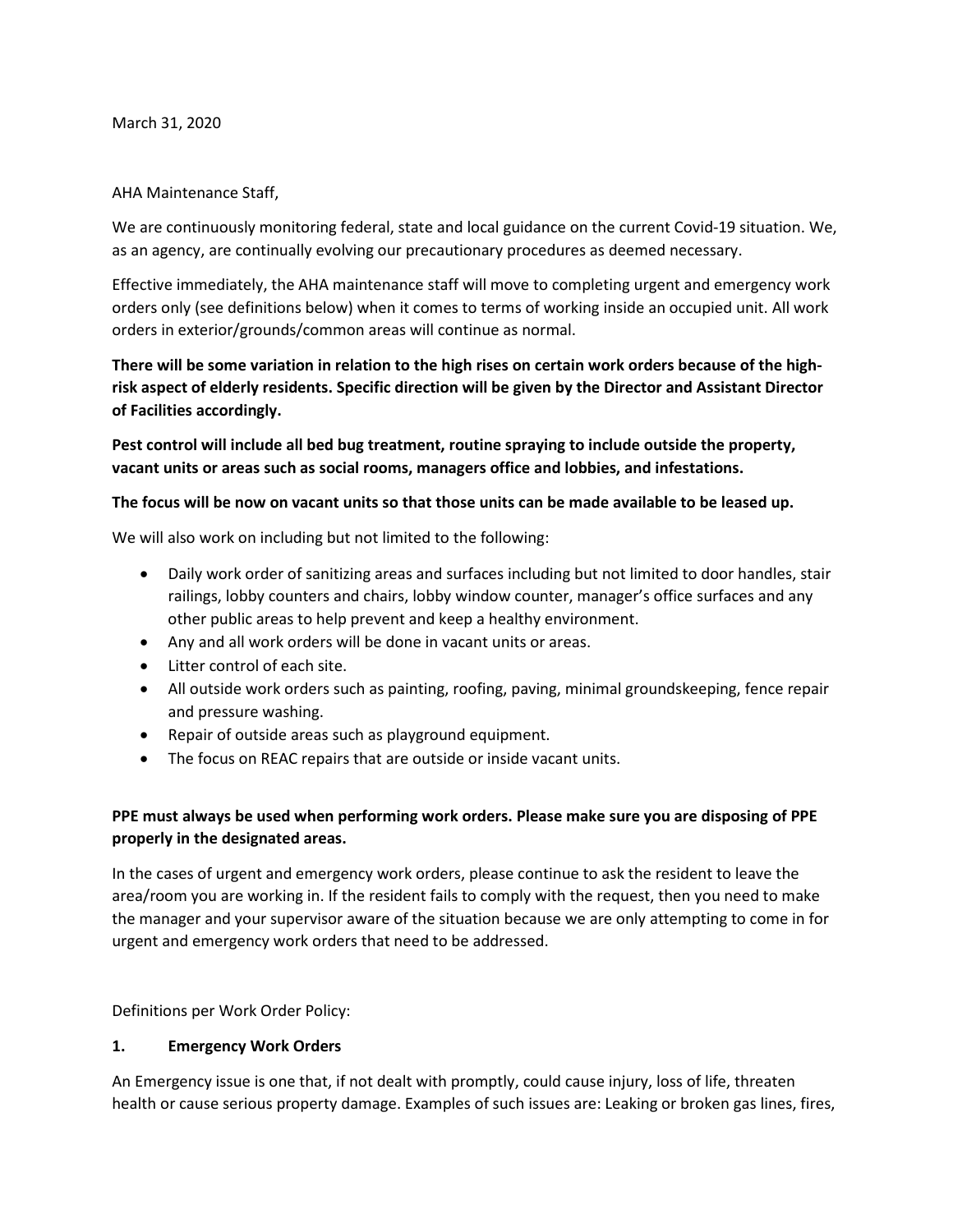March 31, 2020

AHA Maintenance Staff,

We are continuously monitoring federal, state and local guidance on the current Covid-19 situation. We, as an agency, are continually evolving our precautionary procedures as deemed necessary.

Effective immediately, the AHA maintenance staff will move to completing urgent and emergency work orders only (see definitions below) when it comes to terms of working inside an occupied unit. All work orders in exterior/grounds/common areas will continue as normal.

**There will be some variation in relation to the high rises on certain work orders because of the high-risk aspect of elderly residents. Specific direction will be given by the Director and Assistant Director of Facilities accordingly.**

**Pest control will include all bed bug treatment, routine spraying to include outside the property, vacant units or areas such as social rooms, managers office and lobbies, and infestations.**

**The focus will be now on vacant units so that those units can be made available to be leased up.**

We will also work on including but not limited to the following:

- Daily work order of sanitizing areas and surfaces including but not limited to door handles, stair railings, lobby counters and chairs, lobby window counter, manager's office surfaces and any other public areas to help prevent and keep a healthy environment.
- Any and all work orders will be done in vacant units or areas.
- Litter control of each site.
- All outside work orders such as painting, roofing, paving, minimal groundskeeping, fence repair and pressure washing.
- Repair of outside areas such as playground equipment.
- The focus on REAC repairs that are outside or inside vacant units.

**PPE must always be used when performing work orders. Please make sure you are disposing of PPE properly in the designated areas.**

In the cases of urgent and emergency work orders, please continue to ask the resident to leave the area/room you are working in. If the resident fails to comply with the request, then you need to make the manager and your supervisor aware of the situation because we are only attempting to come in for urgent and emergency work orders that need to be addressed.

Definitions per Work Order Policy:

**1. Emergency Work Orders**

An Emergency issue is one that, if not dealt with promptly, could cause injury, loss of life, threaten health or cause serious property damage. Examples of such issues are: Leaking or broken gas lines, fires,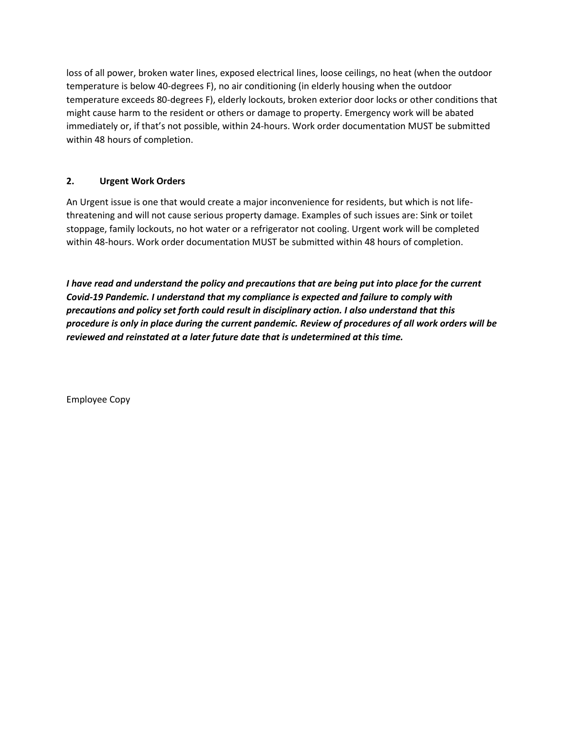loss of all power, broken water lines, exposed electrical lines, loose ceilings, no heat (when the outdoor temperature is below 40-degrees F), no air conditioning (in elderly housing when the outdoor temperature exceeds 80-degrees F), elderly lockouts, broken exterior door locks or other conditions that might cause harm to the resident or others or damage to property. Emergency work will be abated immediately or, if that's not possible, within 24-hours. Work order documentation MUST be submitted within 48 hours of completion.

### 2. Urgent Work Orders

An Urgent issue is one that would create a major inconvenience for residents, but which is not life-threatening and will not cause serious property damage. Examples of such issues are: Sink or toilet stoppage, family lockouts, no hot water or a refrigerator not cooling. Urgent work will be completed within 48-hours. Work order documentation MUST be submitted within 48 hours of completion.

***I have read and understand the policy and precautions that are being put into place for the current Covid-19 Pandemic. I understand that my compliance is expected and failure to comply with precautions and policy set forth could result in disciplinary action. I also understand that this procedure is only in place during the current pandemic. Review of procedures of all work orders will be reviewed and reinstated at a later future date that is undetermined at this time.***

Employee Copy